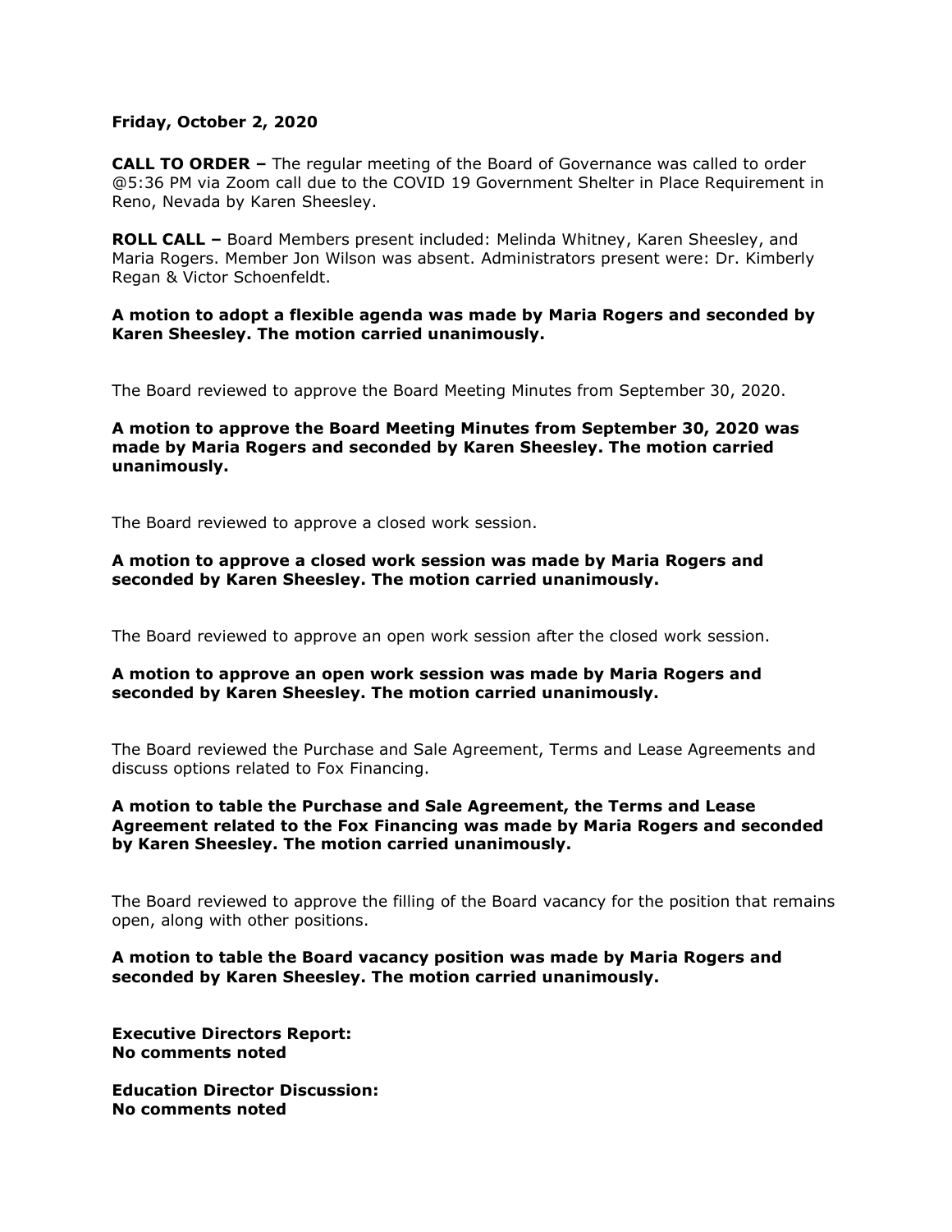**Friday, October 2, 2020**

**CALL TO ORDER –** The regular meeting of the Board of Governance was called to order @5:36 PM via Zoom call due to the COVID 19 Government Shelter in Place Requirement in Reno, Nevada by Karen Sheesley.

**ROLL CALL –** Board Members present included: Melinda Whitney, Karen Sheesley, and Maria Rogers. Member Jon Wilson was absent. Administrators present were: Dr. Kimberly Regan & Victor Schoenfeldt.

**A motion to adopt a flexible agenda was made by Maria Rogers and seconded by Karen Sheesley. The motion carried unanimously.**

The Board reviewed to approve the Board Meeting Minutes from September 30, 2020.

**A motion to approve the Board Meeting Minutes from September 30, 2020 was made by Maria Rogers and seconded by Karen Sheesley. The motion carried unanimously.**

The Board reviewed to approve a closed work session.

**A motion to approve a closed work session was made by Maria Rogers and seconded by Karen Sheesley. The motion carried unanimously.**

The Board reviewed to approve an open work session after the closed work session.

**A motion to approve an open work session was made by Maria Rogers and seconded by Karen Sheesley. The motion carried unanimously.**

The Board reviewed the Purchase and Sale Agreement, Terms and Lease Agreements and discuss options related to Fox Financing.

**A motion to table the Purchase and Sale Agreement, the Terms and Lease Agreement related to the Fox Financing was made by Maria Rogers and seconded by Karen Sheesley. The motion carried unanimously.**

The Board reviewed to approve the filling of the Board vacancy for the position that remains open, along with other positions.

**A motion to table the Board vacancy position was made by Maria Rogers and seconded by Karen Sheesley. The motion carried unanimously.**

**Executive Directors Report:**
**No comments noted**

**Education Director Discussion:**
**No comments noted**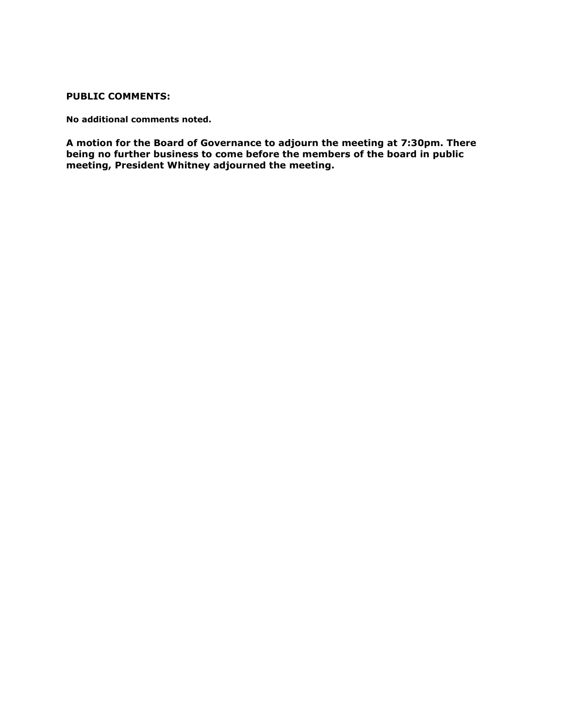**PUBLIC COMMENTS:**

**No additional comments noted.**

**A motion for the Board of Governance to adjourn the meeting at 7:30pm. There being no further business to come before the members of the board in public meeting, President Whitney adjourned the meeting.**